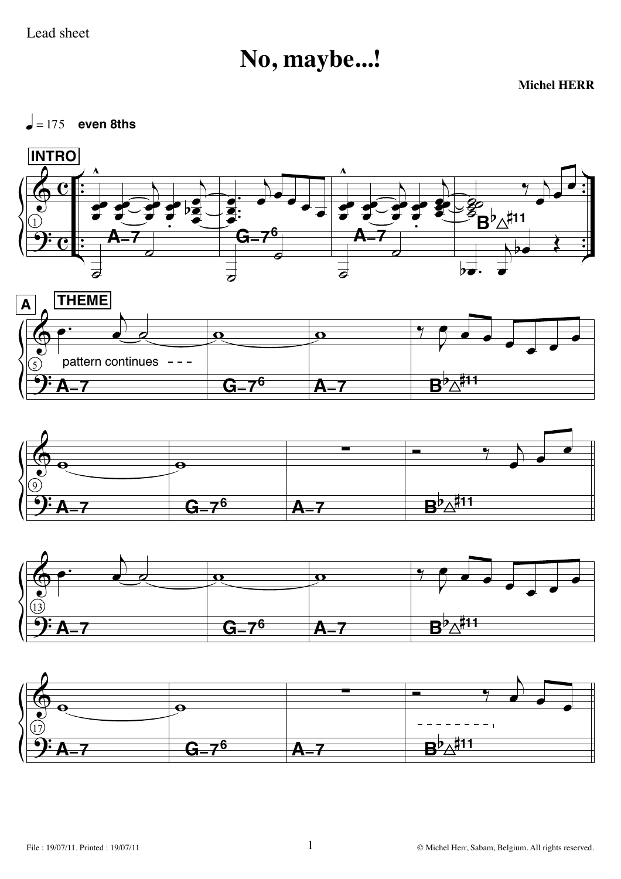Lead sheet

# No, maybe...!

**Michel HERR**

♩ = 175 **even 8ths**

**INTRO**

A–7 | G–7⁶ | A–7 | B♭△♯11

**A** **THEME**

pattern continues

A–7 | G–7⁶ | A–7 | B♭△♯11

A–7 | G–7⁶ | A–7 | B♭△♯11

A–7 | G–7⁶ | A–7 | B♭△♯11

A–7 | G–7⁶ | A–7 | B♭△♯11

File : 19/07/11. Printed : 19/07/11

© Michel Herr, Sabam, Belgium. All rights reserved.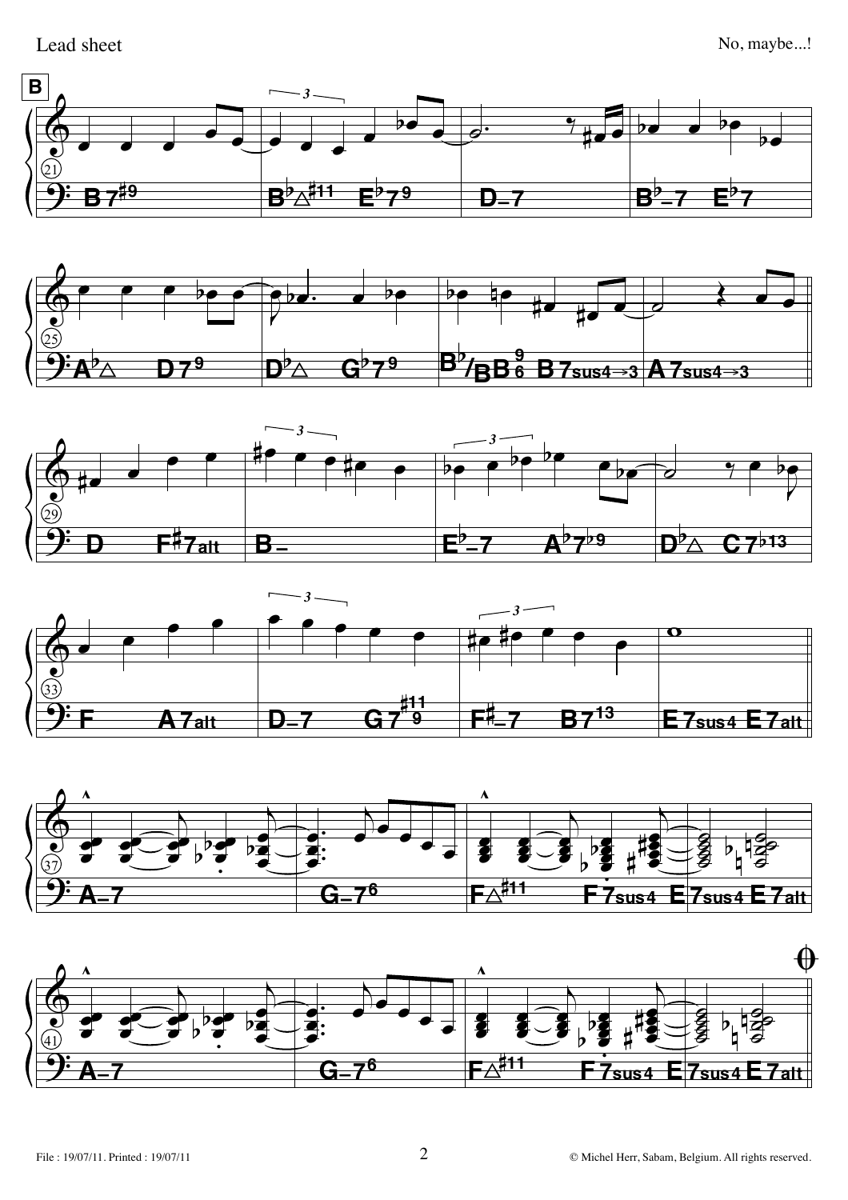**B**

| 21 | | | |
|---|---|---|---|
| B7♯9 | B♭△♯11 E♭7 9 | D–7 | B♭–7 E♭7 |

| 25 | | | |
|---|---|---|---|
| A♭△ D7 9 | D♭△ G♭7 9 | B♭/B B 9/6 B7sus4→3 | A7sus4→3 |

| 29 | | | |
|---|---|---|---|
| D F♯7alt | B– | E♭–7 A♭7♭9 | D♭△ C7♭13 |

| 33 | | | |
|---|---|---|---|
| F A7alt | D–7 G7 ♯11/9 | F♯–7 B7 13 | E7sus4 E7alt |

| 37 | | | |
|---|---|---|---|
| A–7 | G–7 6 | F△♯11 F7sus4 | E7sus4 E7alt |

| 41 | | | |
|---|---|---|---|
| A–7 | G–7 6 | F△♯11 F7sus4 | E7sus4 E7alt |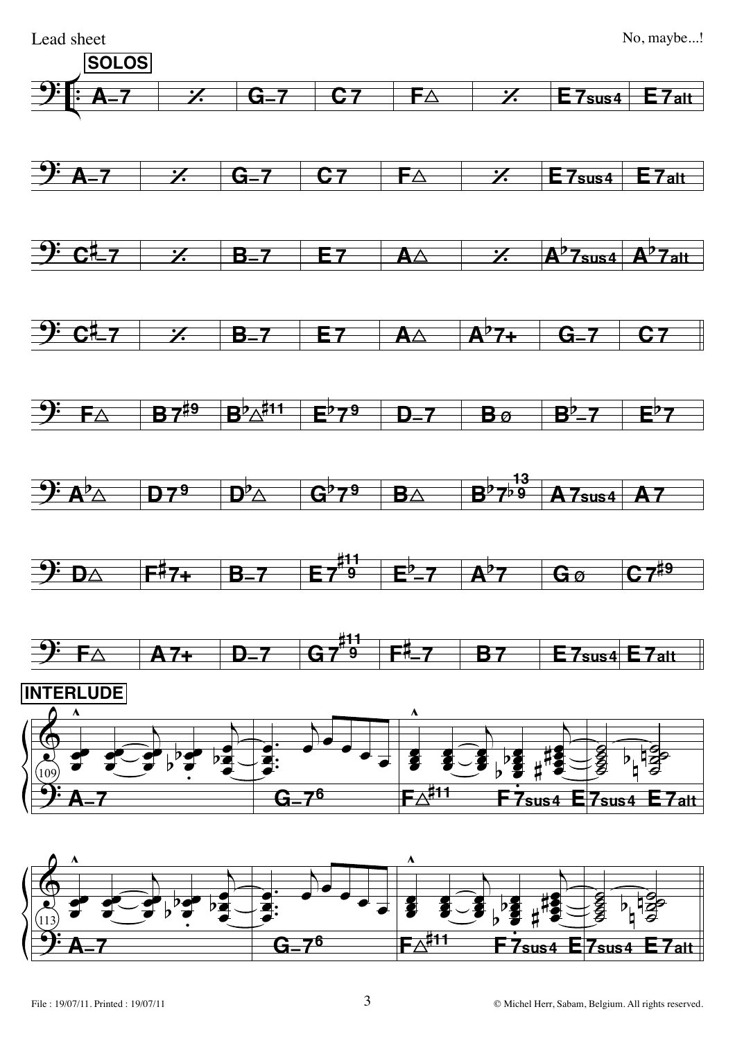**SOLOS**

| A–7 | % | G–7 | C7 | F△ | % | E7sus4 | E7alt |
|---|---|---|---|---|---|---|---|
| A–7 | % | G–7 | C7 | F△ | % | E7sus4 | E7alt |
| C♯–7 | % | B–7 | E7 | A△ | % | A♭7sus4 | A♭7alt |
| C♯–7 | % | B–7 | E7 | A△ | A♭7+ | G–7 | C7 |
| F△ | B7♯9 | B♭△♯11 | E♭7 9 | D–7 | Bø | B♭–7 | E♭7 |
| A♭△ | D7 9 | D♭△ | G♭7 9 | B△ | B♭7 ♭9 13 | A7sus4 | A7 |
| D△ | F♯7+ | B–7 | E7 9 ♯11 | E♭–7 | A♭7 | Gø | C7♯9 |
| F△ | A7+ | D–7 | G7 9 ♯11 | F♯–7 | B7 | E7sus4 | E7alt |

**INTERLUDE**

109: A–7 | G–7 6 | F△♯11 F7sus4 | E7sus4 E7alt

113: A–7 | G–7 6 | F△♯11 F7sus4 | E7sus4 E7alt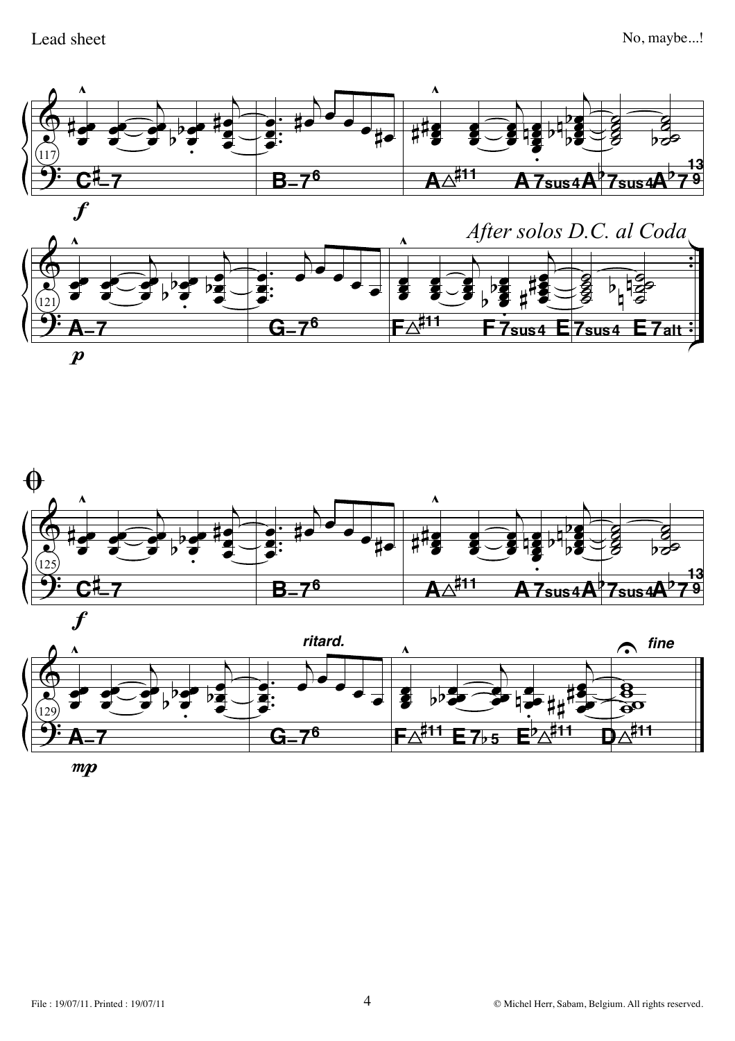117

C♯–7 | B–7⁶ | A△♯11 | A7sus4 A♭7sus4 A♭7 $^{13}_{9}$

*f*

121

A–7 | G–7⁶ | F△♯11 | F7sus4 E7sus4 E7alt

*p*

*After solos D.C. al Coda*

125

C♯–7 | B–7⁶ | A△♯11 | A7sus4 A♭7sus4 A♭7 $^{13}_{9}$

*f*

129

A–7 | G–7⁶ | F△♯11 E7♭5 E♭△♯11 | D△♯11

*mp*

**ritard.**

**fine**